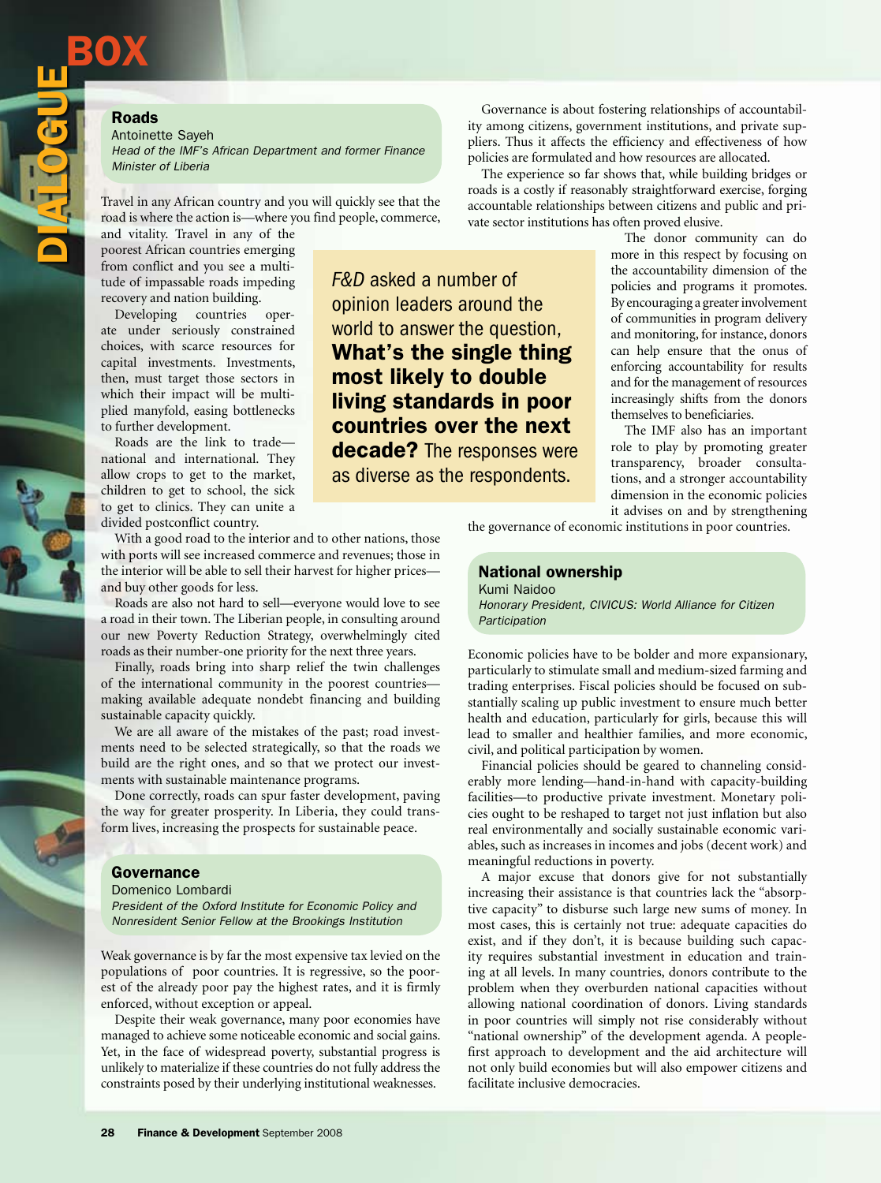# DIALOGUE BOX

*F&D* asked a number of opinion leaders around the world to answer the question, **What's the single thing most likely to double living standards in poor countries over the next decade?** The responses were as diverse as the respondents.

## Roads

Antoinette Sayeh
*Head of the IMF's African Department and former Finance Minister of Liberia*

Travel in any African country and you will quickly see that the road is where the action is—where you find people, commerce, and vitality. Travel in any of the poorest African countries emerging from conflict and you see a multitude of impassable roads impeding recovery and nation building.

Developing countries operate under seriously constrained choices, with scarce resources for capital investments. Investments, then, must target those sectors in which their impact will be multiplied manyfold, easing bottlenecks to further development.

Roads are the link to trade—national and international. They allow crops to get to the market, children to get to school, the sick to get to clinics. They can unite a divided postconflict country.

With a good road to the interior and to other nations, those with ports will see increased commerce and revenues; those in the interior will be able to sell their harvest for higher prices—and buy other goods for less.

Roads are also not hard to sell—everyone would love to see a road in their town. The Liberian people, in consulting around our new Poverty Reduction Strategy, overwhelmingly cited roads as their number-one priority for the next three years.

Finally, roads bring into sharp relief the twin challenges of the international community in the poorest countries—making available adequate nondebt financing and building sustainable capacity quickly.

We are all aware of the mistakes of the past; road investments need to be selected strategically, so that the roads we build are the right ones, and so that we protect our investments with sustainable maintenance programs.

Done correctly, roads can spur faster development, paving the way for greater prosperity. In Liberia, they could transform lives, increasing the prospects for sustainable peace.

## Governance

Domenico Lombardi
*President of the Oxford Institute for Economic Policy and Nonresident Senior Fellow at the Brookings Institution*

Weak governance is by far the most expensive tax levied on the populations of poor countries. It is regressive, so the poorest of the already poor pay the highest rates, and it is firmly enforced, without exception or appeal.

Despite their weak governance, many poor economies have managed to achieve some noticeable economic and social gains. Yet, in the face of widespread poverty, substantial progress is unlikely to materialize if these countries do not fully address the constraints posed by their underlying institutional weaknesses.

Governance is about fostering relationships of accountability among citizens, government institutions, and private suppliers. Thus it affects the efficiency and effectiveness of how policies are formulated and how resources are allocated.

The experience so far shows that, while building bridges or roads is a costly if reasonably straightforward exercise, forging accountable relationships between citizens and public and private sector institutions has often proved elusive.

The donor community can do more in this respect by focusing on the accountability dimension of the policies and programs it promotes. By encouraging a greater involvement of communities in program delivery and monitoring, for instance, donors can help ensure that the onus of enforcing accountability for results and for the management of resources increasingly shifts from the donors themselves to beneficiaries.

The IMF also has an important role to play by promoting greater transparency, broader consultations, and a stronger accountability dimension in the economic policies it advises on and by strengthening the governance of economic institutions in poor countries.

## National ownership

Kumi Naidoo
*Honorary President, CIVICUS: World Alliance for Citizen Participation*

Economic policies have to be bolder and more expansionary, particularly to stimulate small and medium-sized farming and trading enterprises. Fiscal policies should be focused on substantially scaling up public investment to ensure much better health and education, particularly for girls, because this will lead to smaller and healthier families, and more economic, civil, and political participation by women.

Financial policies should be geared to channeling considerably more lending—hand-in-hand with capacity-building facilities—to productive private investment. Monetary policies ought to be reshaped to target not just inflation but also real environmentally and socially sustainable economic variables, such as increases in incomes and jobs (decent work) and meaningful reductions in poverty.

A major excuse that donors give for not substantially increasing their assistance is that countries lack the "absorptive capacity" to disburse such large new sums of money. In most cases, this is certainly not true: adequate capacities do exist, and if they don't, it is because building such capacity requires substantial investment in education and training at all levels. In many countries, donors contribute to the problem when they overburden national capacities without allowing national coordination of donors. Living standards in poor countries will simply not rise considerably without "national ownership" of the development agenda. A people-first approach to development and the aid architecture will not only build economies but will also empower citizens and facilitate inclusive democracies.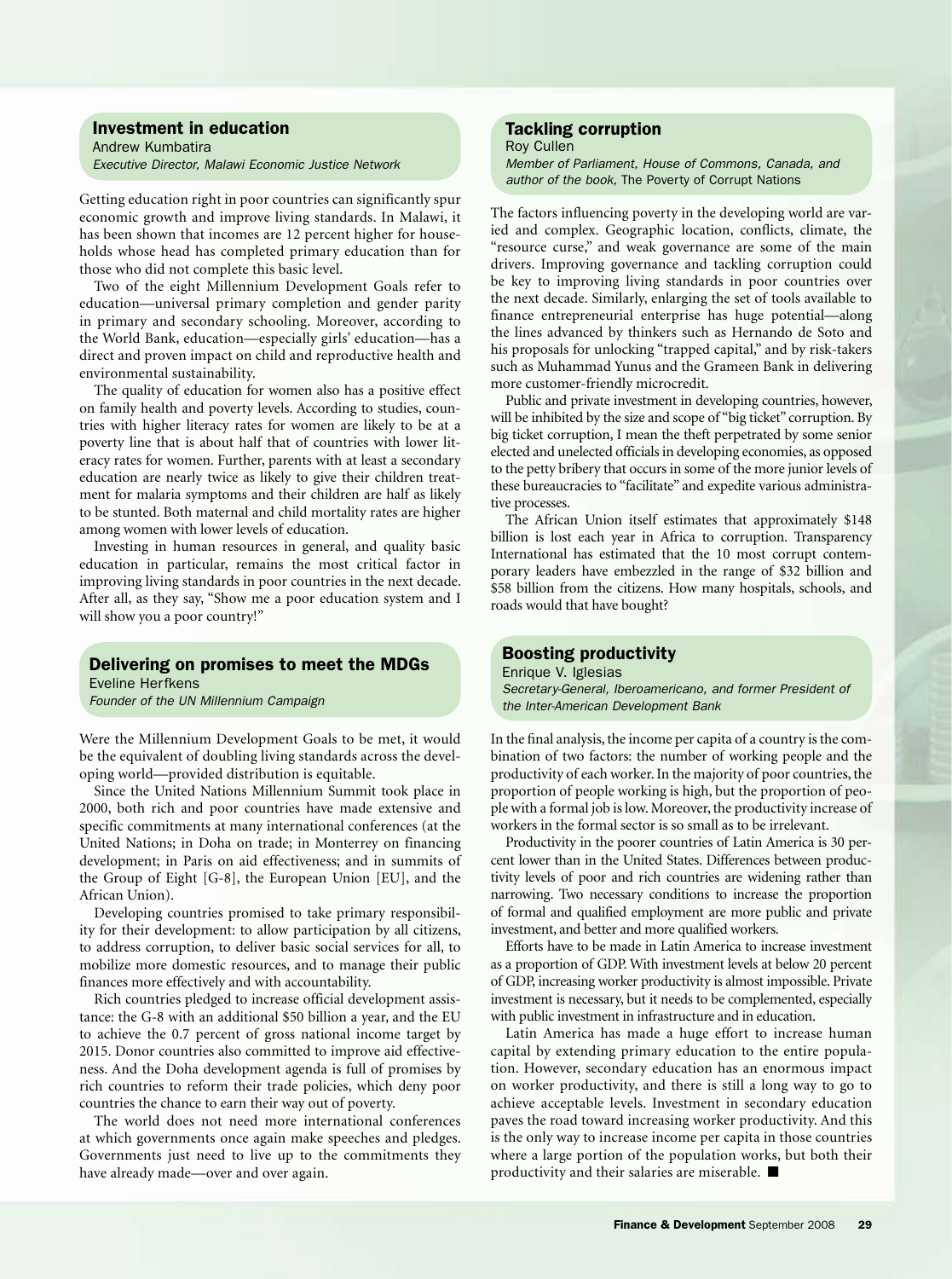## Investment in education

Andrew Kumbatira
*Executive Director, Malawi Economic Justice Network*

Getting education right in poor countries can significantly spur economic growth and improve living standards. In Malawi, it has been shown that incomes are 12 percent higher for households whose head has completed primary education than for those who did not complete this basic level.

Two of the eight Millennium Development Goals refer to education—universal primary completion and gender parity in primary and secondary schooling. Moreover, according to the World Bank, education—especially girls' education—has a direct and proven impact on child and reproductive health and environmental sustainability.

The quality of education for women also has a positive effect on family health and poverty levels. According to studies, countries with higher literacy rates for women are likely to be at a poverty line that is about half that of countries with lower literacy rates for women. Further, parents with at least a secondary education are nearly twice as likely to give their children treatment for malaria symptoms and their children are half as likely to be stunted. Both maternal and child mortality rates are higher among women with lower levels of education.

Investing in human resources in general, and quality basic education in particular, remains the most critical factor in improving living standards in poor countries in the next decade. After all, as they say, "Show me a poor education system and I will show you a poor country!"

## Delivering on promises to meet the MDGs

Eveline Herfkens
*Founder of the UN Millennium Campaign*

Were the Millennium Development Goals to be met, it would be the equivalent of doubling living standards across the developing world—provided distribution is equitable.

Since the United Nations Millennium Summit took place in 2000, both rich and poor countries have made extensive and specific commitments at many international conferences (at the United Nations; in Doha on trade; in Monterrey on financing development; in Paris on aid effectiveness; and in summits of the Group of Eight [G-8], the European Union [EU], and the African Union).

Developing countries promised to take primary responsibility for their development: to allow participation by all citizens, to address corruption, to deliver basic social services for all, to mobilize more domestic resources, and to manage their public finances more effectively and with accountability.

Rich countries pledged to increase official development assistance: the G-8 with an additional $50 billion a year, and the EU to achieve the 0.7 percent of gross national income target by 2015. Donor countries also committed to improve aid effectiveness. And the Doha development agenda is full of promises by rich countries to reform their trade policies, which deny poor countries the chance to earn their way out of poverty.

The world does not need more international conferences at which governments once again make speeches and pledges. Governments just need to live up to the commitments they have already made—over and over again.

## Tackling corruption

Roy Cullen
*Member of Parliament, House of Commons, Canada, and author of the book,* The Poverty of Corrupt Nations

The factors influencing poverty in the developing world are varied and complex. Geographic location, conflicts, climate, the "resource curse," and weak governance are some of the main drivers. Improving governance and tackling corruption could be key to improving living standards in poor countries over the next decade. Similarly, enlarging the set of tools available to finance entrepreneurial enterprise has huge potential—along the lines advanced by thinkers such as Hernando de Soto and his proposals for unlocking "trapped capital," and by risk-takers such as Muhammad Yunus and the Grameen Bank in delivering more customer-friendly microcredit.

Public and private investment in developing countries, however, will be inhibited by the size and scope of "big ticket" corruption. By big ticket corruption, I mean the theft perpetrated by some senior elected and unelected officials in developing economies, as opposed to the petty bribery that occurs in some of the more junior levels of these bureaucracies to "facilitate" and expedite various administrative processes.

The African Union itself estimates that approximately $148 billion is lost each year in Africa to corruption. Transparency International has estimated that the 10 most corrupt contemporary leaders have embezzled in the range of $32 billion and $58 billion from the citizens. How many hospitals, schools, and roads would that have bought?

## Boosting productivity

Enrique V. Iglesias
*Secretary-General, Iberoamericano, and former President of the Inter-American Development Bank*

In the final analysis, the income per capita of a country is the combination of two factors: the number of working people and the productivity of each worker. In the majority of poor countries, the proportion of people working is high, but the proportion of people with a formal job is low. Moreover, the productivity increase of workers in the formal sector is so small as to be irrelevant.

Productivity in the poorer countries of Latin America is 30 percent lower than in the United States. Differences between productivity levels of poor and rich countries are widening rather than narrowing. Two necessary conditions to increase the proportion of formal and qualified employment are more public and private investment, and better and more qualified workers.

Efforts have to be made in Latin America to increase investment as a proportion of GDP. With investment levels at below 20 percent of GDP, increasing worker productivity is almost impossible. Private investment is necessary, but it needs to be complemented, especially with public investment in infrastructure and in education.

Latin America has made a huge effort to increase human capital by extending primary education to the entire population. However, secondary education has an enormous impact on worker productivity, and there is still a long way to go to achieve acceptable levels. Investment in secondary education paves the road toward increasing worker productivity. And this is the only way to increase income per capita in those countries where a large portion of the population works, but both their productivity and their salaries are miserable. ■